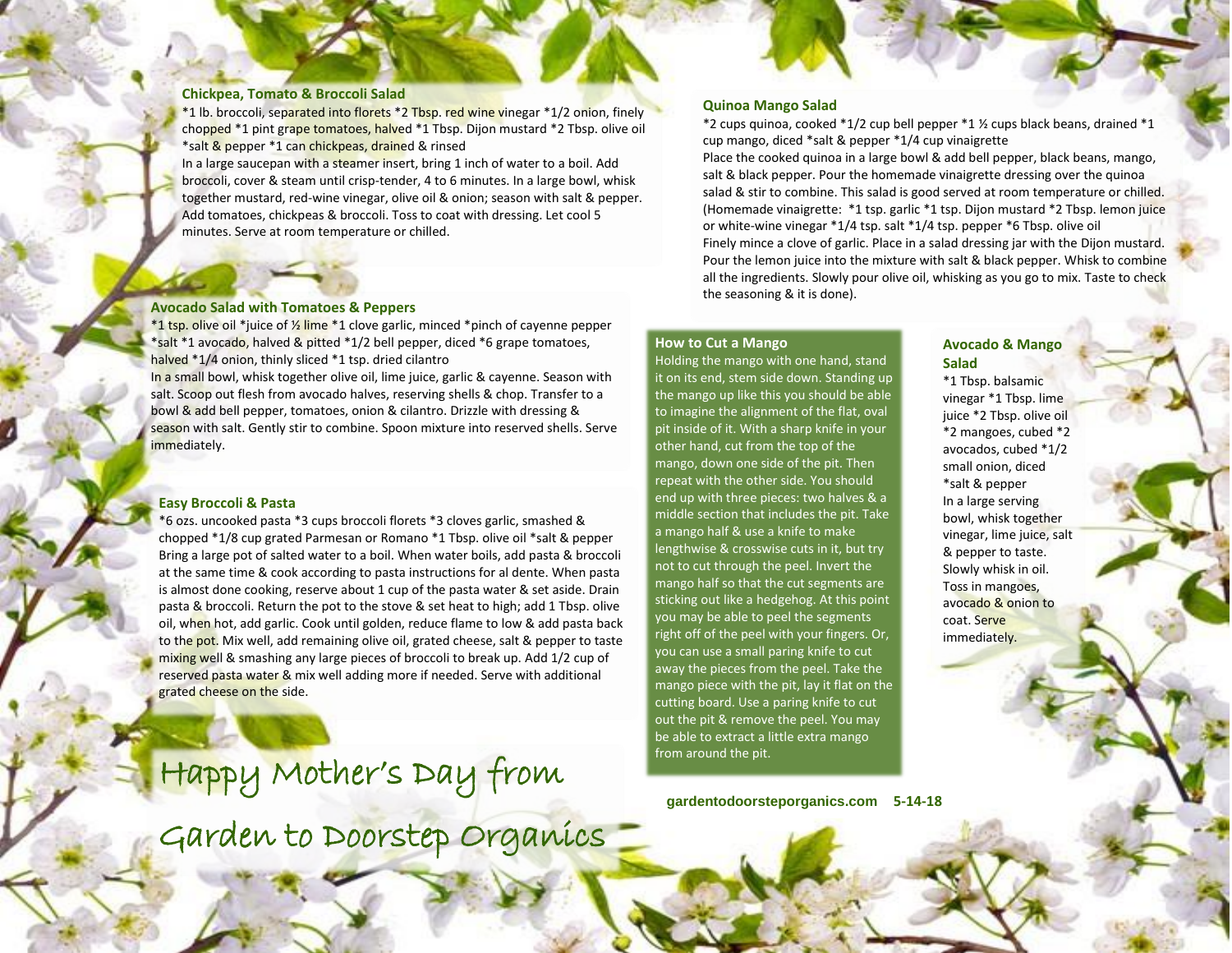## Chickpea, Tomato & Broccoli Salad

*1 lb. broccoli, separated into florets *2 Tbsp. red wine vinegar *1/2 onion, finely chopped *1 pint grape tomatoes, halved *1 Tbsp. Dijon mustard *2 Tbsp. olive oil *salt & pepper *1 can chickpeas, drained & rinsed

In a large saucepan with a steamer insert, bring 1 inch of water to a boil. Add broccoli, cover & steam until crisp-tender, 4 to 6 minutes. In a large bowl, whisk together mustard, red-wine vinegar, olive oil & onion; season with salt & pepper. Add tomatoes, chickpeas & broccoli. Toss to coat with dressing. Let cool 5 minutes. Serve at room temperature or chilled.

## Avocado Salad with Tomatoes & Peppers

*1 tsp. olive oil *juice of ½ lime *1 clove garlic, minced *pinch of cayenne pepper *salt *1 avocado, halved & pitted *1/2 bell pepper, diced *6 grape tomatoes, halved *1/4 onion, thinly sliced *1 tsp. dried cilantro

In a small bowl, whisk together olive oil, lime juice, garlic & cayenne. Season with salt. Scoop out flesh from avocado halves, reserving shells & chop. Transfer to a bowl & add bell pepper, tomatoes, onion & cilantro. Drizzle with dressing & season with salt. Gently stir to combine. Spoon mixture into reserved shells. Serve immediately.

## Easy Broccoli & Pasta

*6 ozs. uncooked pasta *3 cups broccoli florets *3 cloves garlic, smashed & chopped *1/8 cup grated Parmesan or Romano *1 Tbsp. olive oil *salt & pepper

Bring a large pot of salted water to a boil. When water boils, add pasta & broccoli at the same time & cook according to pasta instructions for al dente. When pasta is almost done cooking, reserve about 1 cup of the pasta water & set aside. Drain pasta & broccoli. Return the pot to the stove & set heat to high; add 1 Tbsp. olive oil, when hot, add garlic. Cook until golden, reduce flame to low & add pasta back to the pot. Mix well, add remaining olive oil, grated cheese, salt & pepper to taste mixing well & smashing any large pieces of broccoli to break up. Add 1/2 cup of reserved pasta water & mix well adding more if needed. Serve with additional grated cheese on the side.

# Happy Mother's Day from Garden to Doorstep Organics

## Quinoa Mango Salad

*2 cups quinoa, cooked *1/2 cup bell pepper *1 ½ cups black beans, drained *1 cup mango, diced *salt & pepper *1/4 cup vinaigrette

Place the cooked quinoa in a large bowl & add bell pepper, black beans, mango, salt & black pepper. Pour the homemade vinaigrette dressing over the quinoa salad & stir to combine. This salad is good served at room temperature or chilled. (Homemade vinaigrette: *1 tsp. garlic *1 tsp. Dijon mustard *2 Tbsp. lemon juice or white-wine vinegar *1/4 tsp. salt *1/4 tsp. pepper *6 Tbsp. olive oil

Finely mince a clove of garlic. Place in a salad dressing jar with the Dijon mustard. Pour the lemon juice into the mixture with salt & black pepper. Whisk to combine all the ingredients. Slowly pour olive oil, whisking as you go to mix. Taste to check the seasoning & it is done).

## How to Cut a Mango

Holding the mango with one hand, stand it on its end, stem side down. Standing up the mango up like this you should be able to imagine the alignment of the flat, oval pit inside of it. With a sharp knife in your other hand, cut from the top of the mango, down one side of the pit. Then repeat with the other side. You should end up with three pieces: two halves & a middle section that includes the pit. Take a mango half & use a knife to make lengthwise & crosswise cuts in it, but try not to cut through the peel. Invert the mango half so that the cut segments are sticking out like a hedgehog. At this point you may be able to peel the segments right off of the peel with your fingers. Or, you can use a small paring knife to cut away the pieces from the peel. Take the mango piece with the pit, lay it flat on the cutting board. Use a paring knife to cut out the pit & remove the peel. You may be able to extract a little extra mango from around the pit.

## Avocado & Mango Salad

*1 Tbsp. balsamic vinegar *1 Tbsp. lime juice *2 Tbsp. olive oil *2 mangoes, cubed *2 avocados, cubed *1/2 small onion, diced *salt & pepper

In a large serving bowl, whisk together vinegar, lime juice, salt & pepper to taste. Slowly whisk in oil. Toss in mangoes, avocado & onion to coat. Serve immediately.

**gardentodoorsteporganics.com 5-14-18**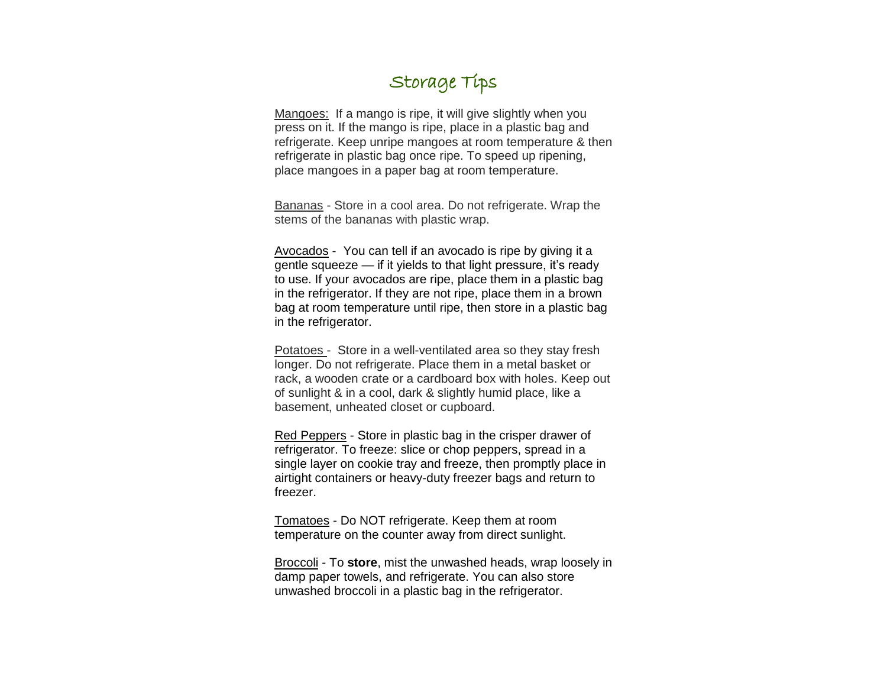# Storage Tips

Mangoes: If a mango is ripe, it will give slightly when you press on it. If the mango is ripe, place in a plastic bag and refrigerate. Keep unripe mangoes at room temperature & then refrigerate in plastic bag once ripe. To speed up ripening, place mangoes in a paper bag at room temperature.

Bananas - Store in a cool area. Do not refrigerate. Wrap the stems of the bananas with plastic wrap.

Avocados - You can tell if an avocado is ripe by giving it a gentle squeeze — if it yields to that light pressure, it's ready to use. If your avocados are ripe, place them in a plastic bag in the refrigerator. If they are not ripe, place them in a brown bag at room temperature until ripe, then store in a plastic bag in the refrigerator.

Potatoes - Store in a well-ventilated area so they stay fresh longer. Do not refrigerate. Place them in a metal basket or rack, a wooden crate or a cardboard box with holes. Keep out of sunlight & in a cool, dark & slightly humid place, like a basement, unheated closet or cupboard.

Red Peppers - Store in plastic bag in the crisper drawer of refrigerator. To freeze: slice or chop peppers, spread in a single layer on cookie tray and freeze, then promptly place in airtight containers or heavy-duty freezer bags and return to freezer.

Tomatoes - Do NOT refrigerate. Keep them at room temperature on the counter away from direct sunlight.

Broccoli - To **store**, mist the unwashed heads, wrap loosely in damp paper towels, and refrigerate. You can also store unwashed broccoli in a plastic bag in the refrigerator.